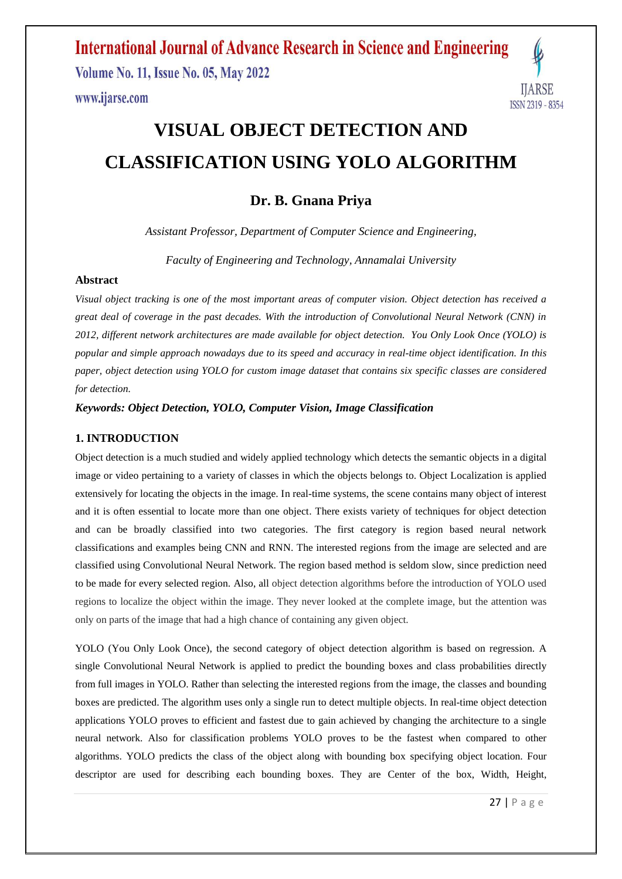# VISUAL OBJECT DETECTION AND CLASSIFICATION USING YOLO ALGORITHM

## Dr. B. Gnana Priya

*Assistant Professor, Department of Computer Science and Engineering,*

*Faculty of Engineering and Technology, Annamalai University*

### Abstract

*Visual object tracking is one of the most important areas of computer vision. Object detection has received a great deal of coverage in the past decades. With the introduction of Convolutional Neural Network (CNN) in 2012, different network architectures are made available for object detection. You Only Look Once (YOLO) is popular and simple approach nowadays due to its speed and accuracy in real-time object identification. In this paper, object detection using YOLO for custom image dataset that contains six specific classes are considered for detection.*

***Keywords: Object Detection, YOLO, Computer Vision, Image Classification***

### 1. INTRODUCTION

Object detection is a much studied and widely applied technology which detects the semantic objects in a digital image or video pertaining to a variety of classes in which the objects belongs to. Object Localization is applied extensively for locating the objects in the image. In real-time systems, the scene contains many object of interest and it is often essential to locate more than one object. There exists variety of techniques for object detection and can be broadly classified into two categories. The first category is region based neural network classifications and examples being CNN and RNN. The interested regions from the image are selected and are classified using Convolutional Neural Network. The region based method is seldom slow, since prediction need to be made for every selected region. Also, all object detection algorithms before the introduction of YOLO used regions to localize the object within the image. They never looked at the complete image, but the attention was only on parts of the image that had a high chance of containing any given object.

YOLO (You Only Look Once), the second category of object detection algorithm is based on regression. A single Convolutional Neural Network is applied to predict the bounding boxes and class probabilities directly from full images in YOLO. Rather than selecting the interested regions from the image, the classes and bounding boxes are predicted. The algorithm uses only a single run to detect multiple objects. In real-time object detection applications YOLO proves to efficient and fastest due to gain achieved by changing the architecture to a single neural network. Also for classification problems YOLO proves to be the fastest when compared to other algorithms. YOLO predicts the class of the object along with bounding box specifying object location. Four descriptor are used for describing each bounding boxes. They are Center of the box, Width, Height,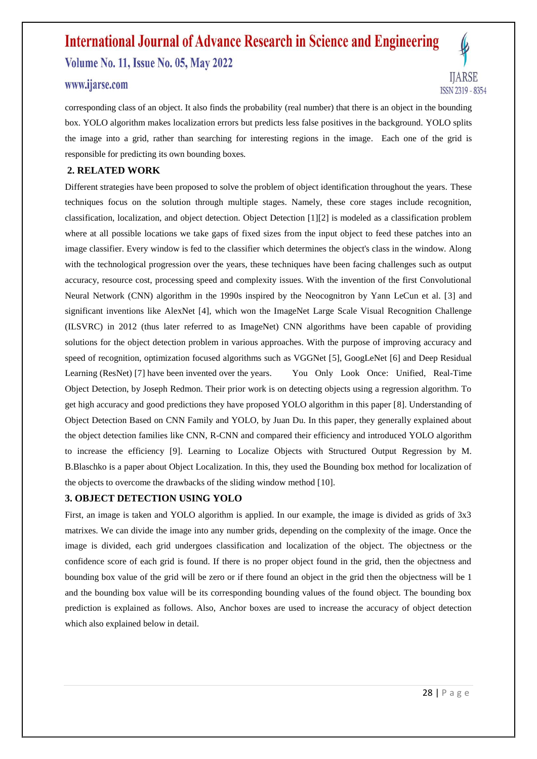corresponding class of an object. It also finds the probability (real number) that there is an object in the bounding box. YOLO algorithm makes localization errors but predicts less false positives in the background. YOLO splits the image into a grid, rather than searching for interesting regions in the image. Each one of the grid is responsible for predicting its own bounding boxes.

## 2. RELATED WORK

Different strategies have been proposed to solve the problem of object identification throughout the years. These techniques focus on the solution through multiple stages. Namely, these core stages include recognition, classification, localization, and object detection. Object Detection [1][2] is modeled as a classification problem where at all possible locations we take gaps of fixed sizes from the input object to feed these patches into an image classifier. Every window is fed to the classifier which determines the object's class in the window. Along with the technological progression over the years, these techniques have been facing challenges such as output accuracy, resource cost, processing speed and complexity issues. With the invention of the first Convolutional Neural Network (CNN) algorithm in the 1990s inspired by the Neocognitron by Yann LeCun et al. [3] and significant inventions like AlexNet [4], which won the ImageNet Large Scale Visual Recognition Challenge (ILSVRC) in 2012 (thus later referred to as ImageNet) CNN algorithms have been capable of providing solutions for the object detection problem in various approaches. With the purpose of improving accuracy and speed of recognition, optimization focused algorithms such as VGGNet [5], GoogLeNet [6] and Deep Residual Learning (ResNet) [7] have been invented over the years. You Only Look Once: Unified, Real-Time Object Detection, by Joseph Redmon. Their prior work is on detecting objects using a regression algorithm. To get high accuracy and good predictions they have proposed YOLO algorithm in this paper [8]. Understanding of Object Detection Based on CNN Family and YOLO, by Juan Du. In this paper, they generally explained about the object detection families like CNN, R-CNN and compared their efficiency and introduced YOLO algorithm to increase the efficiency [9]. Learning to Localize Objects with Structured Output Regression by M. B.Blaschko is a paper about Object Localization. In this, they used the Bounding box method for localization of the objects to overcome the drawbacks of the sliding window method [10].

## 3. OBJECT DETECTION USING YOLO

First, an image is taken and YOLO algorithm is applied. In our example, the image is divided as grids of 3x3 matrixes. We can divide the image into any number grids, depending on the complexity of the image. Once the image is divided, each grid undergoes classification and localization of the object. The objectness or the confidence score of each grid is found. If there is no proper object found in the grid, then the objectness and bounding box value of the grid will be zero or if there found an object in the grid then the objectness will be 1 and the bounding box value will be its corresponding bounding values of the found object. The bounding box prediction is explained as follows. Also, Anchor boxes are used to increase the accuracy of object detection which also explained below in detail.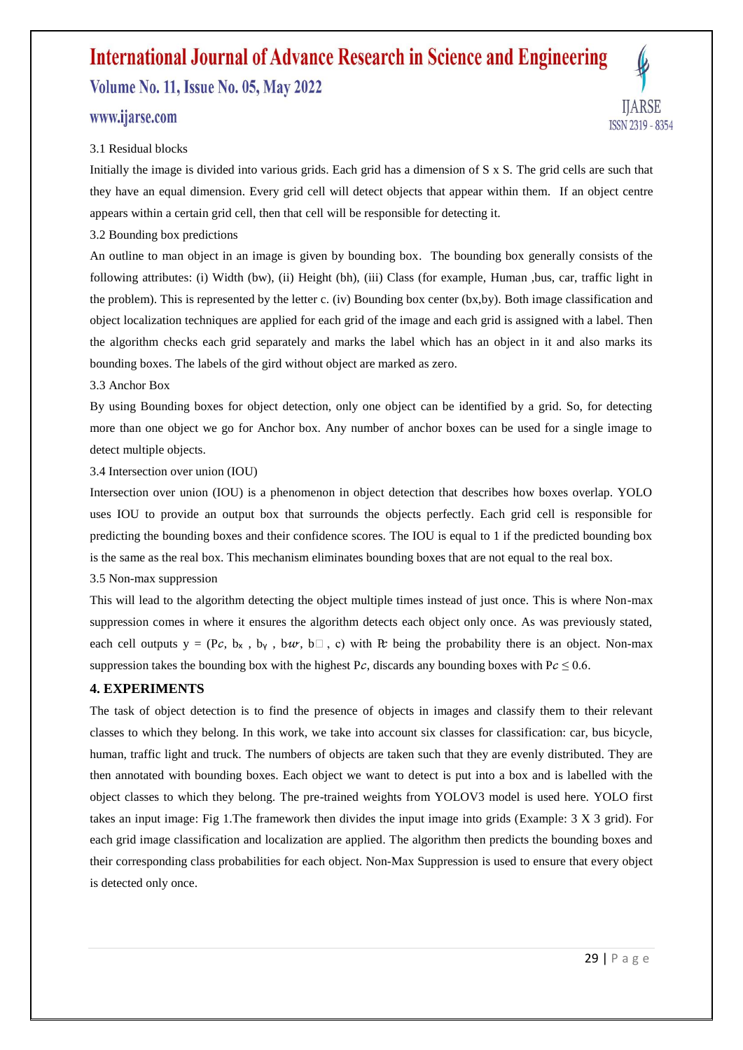3.1 Residual blocks

Initially the image is divided into various grids. Each grid has a dimension of S x S. The grid cells are such that they have an equal dimension. Every grid cell will detect objects that appear within them. If an object centre appears within a certain grid cell, then that cell will be responsible for detecting it.

3.2 Bounding box predictions

An outline to man object in an image is given by bounding box. The bounding box generally consists of the following attributes: (i) Width (bw), (ii) Height (bh), (iii) Class (for example, Human ,bus, car, traffic light in the problem). This is represented by the letter c. (iv) Bounding box center (bx,by). Both image classification and object localization techniques are applied for each grid of the image and each grid is assigned with a label. Then the algorithm checks each grid separately and marks the label which has an object in it and also marks its bounding boxes. The labels of the gird without object are marked as zero.

3.3 Anchor Box

By using Bounding boxes for object detection, only one object can be identified by a grid. So, for detecting more than one object we go for Anchor box. Any number of anchor boxes can be used for a single image to detect multiple objects.

3.4 Intersection over union (IOU)

Intersection over union (IOU) is a phenomenon in object detection that describes how boxes overlap. YOLO uses IOU to provide an output box that surrounds the objects perfectly. Each grid cell is responsible for predicting the bounding boxes and their confidence scores. The IOU is equal to 1 if the predicted bounding box is the same as the real box. This mechanism eliminates bounding boxes that are not equal to the real box.

3.5 Non-max suppression

This will lead to the algorithm detecting the object multiple times instead of just once. This is where Non-max suppression comes in where it ensures the algorithm detects each object only once. As was previously stated, each cell outputs $y = (P_c, b_x, b_y, b_w, b_h, c)$ with $P_c$ being the probability there is an object. Non-max suppression takes the bounding box with the highest $P_c$, discards any bounding boxes with $P_c \leq 0.6$.

## 4. EXPERIMENTS

The task of object detection is to find the presence of objects in images and classify them to their relevant classes to which they belong. In this work, we take into account six classes for classification: car, bus bicycle, human, traffic light and truck. The numbers of objects are taken such that they are evenly distributed. They are then annotated with bounding boxes. Each object we want to detect is put into a box and is labelled with the object classes to which they belong. The pre-trained weights from YOLOV3 model is used here. YOLO first takes an input image: Fig 1.The framework then divides the input image into grids (Example: 3 X 3 grid). For each grid image classification and localization are applied. The algorithm then predicts the bounding boxes and their corresponding class probabilities for each object. Non-Max Suppression is used to ensure that every object is detected only once.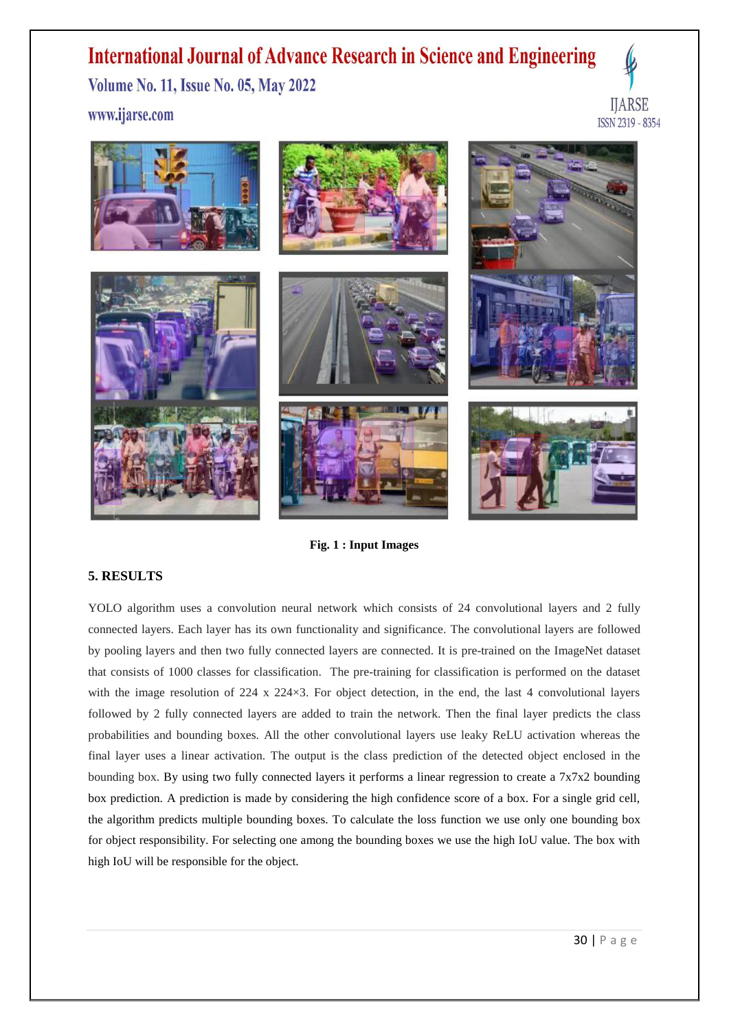Fig. 1 : Input Images

## 5. RESULTS

YOLO algorithm uses a convolution neural network which consists of 24 convolutional layers and 2 fully connected layers. Each layer has its own functionality and significance. The convolutional layers are followed by pooling layers and then two fully connected layers are connected. It is pre-trained on the ImageNet dataset that consists of 1000 classes for classification. The pre-training for classification is performed on the dataset with the image resolution of 224 x 224×3. For object detection, in the end, the last 4 convolutional layers followed by 2 fully connected layers are added to train the network. Then the final layer predicts the class probabilities and bounding boxes. All the other convolutional layers use leaky ReLU activation whereas the final layer uses a linear activation. The output is the class prediction of the detected object enclosed in the bounding box. By using two fully connected layers it performs a linear regression to create a 7x7x2 bounding box prediction. A prediction is made by considering the high confidence score of a box. For a single grid cell, the algorithm predicts multiple bounding boxes. To calculate the loss function we use only one bounding box for object responsibility. For selecting one among the bounding boxes we use the high IoU value. The box with high IoU will be responsible for the object.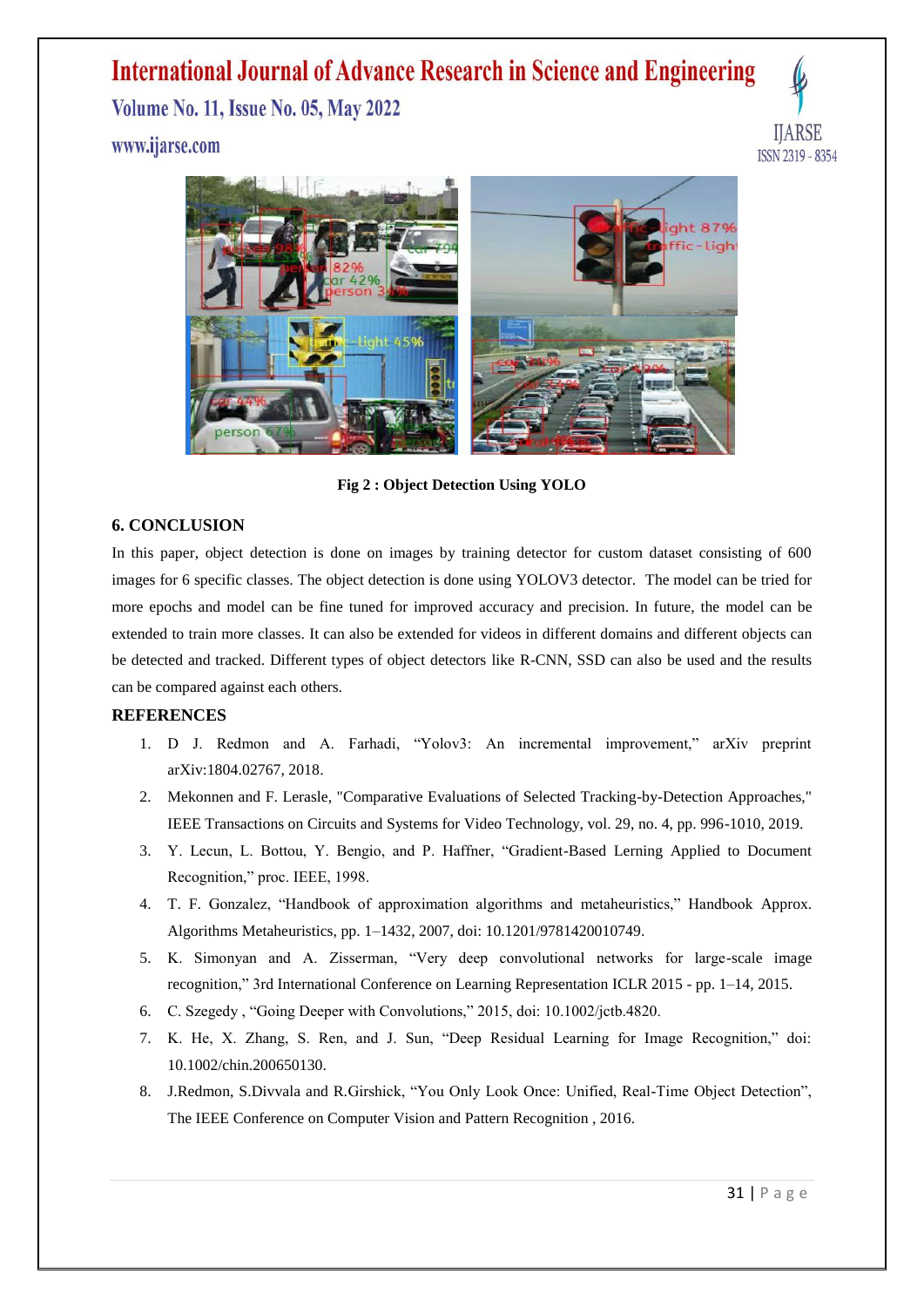Fig 2 : Object Detection Using YOLO

## 6. CONCLUSION

In this paper, object detection is done on images by training detector for custom dataset consisting of 600 images for 6 specific classes. The object detection is done using YOLOV3 detector. The model can be tried for more epochs and model can be fine tuned for improved accuracy and precision. In future, the model can be extended to train more classes. It can also be extended for videos in different domains and different objects can be detected and tracked. Different types of object detectors like R-CNN, SSD can also be used and the results can be compared against each others.

## REFERENCES

1. D J. Redmon and A. Farhadi, "Yolov3: An incremental improvement," arXiv preprint arXiv:1804.02767, 2018.
2. Mekonnen and F. Lerasle, "Comparative Evaluations of Selected Tracking-by-Detection Approaches," IEEE Transactions on Circuits and Systems for Video Technology, vol. 29, no. 4, pp. 996-1010, 2019.
3. Y. Lecun, L. Bottou, Y. Bengio, and P. Haffner, "Gradient-Based Lerning Applied to Document Recognition," proc. IEEE, 1998.
4. T. F. Gonzalez, "Handbook of approximation algorithms and metaheuristics," Handbook Approx. Algorithms Metaheuristics, pp. 1–1432, 2007, doi: 10.1201/9781420010749.
5. K. Simonyan and A. Zisserman, "Very deep convolutional networks for large-scale image recognition," 3rd International Conference on Learning Representation ICLR 2015 - pp. 1–14, 2015.
6. C. Szegedy , "Going Deeper with Convolutions," 2015, doi: 10.1002/jctb.4820.
7. K. He, X. Zhang, S. Ren, and J. Sun, "Deep Residual Learning for Image Recognition," doi: 10.1002/chin.200650130.
8. J.Redmon, S.Divvala and R.Girshick, "You Only Look Once: Unified, Real-Time Object Detection", The IEEE Conference on Computer Vision and Pattern Recognition , 2016.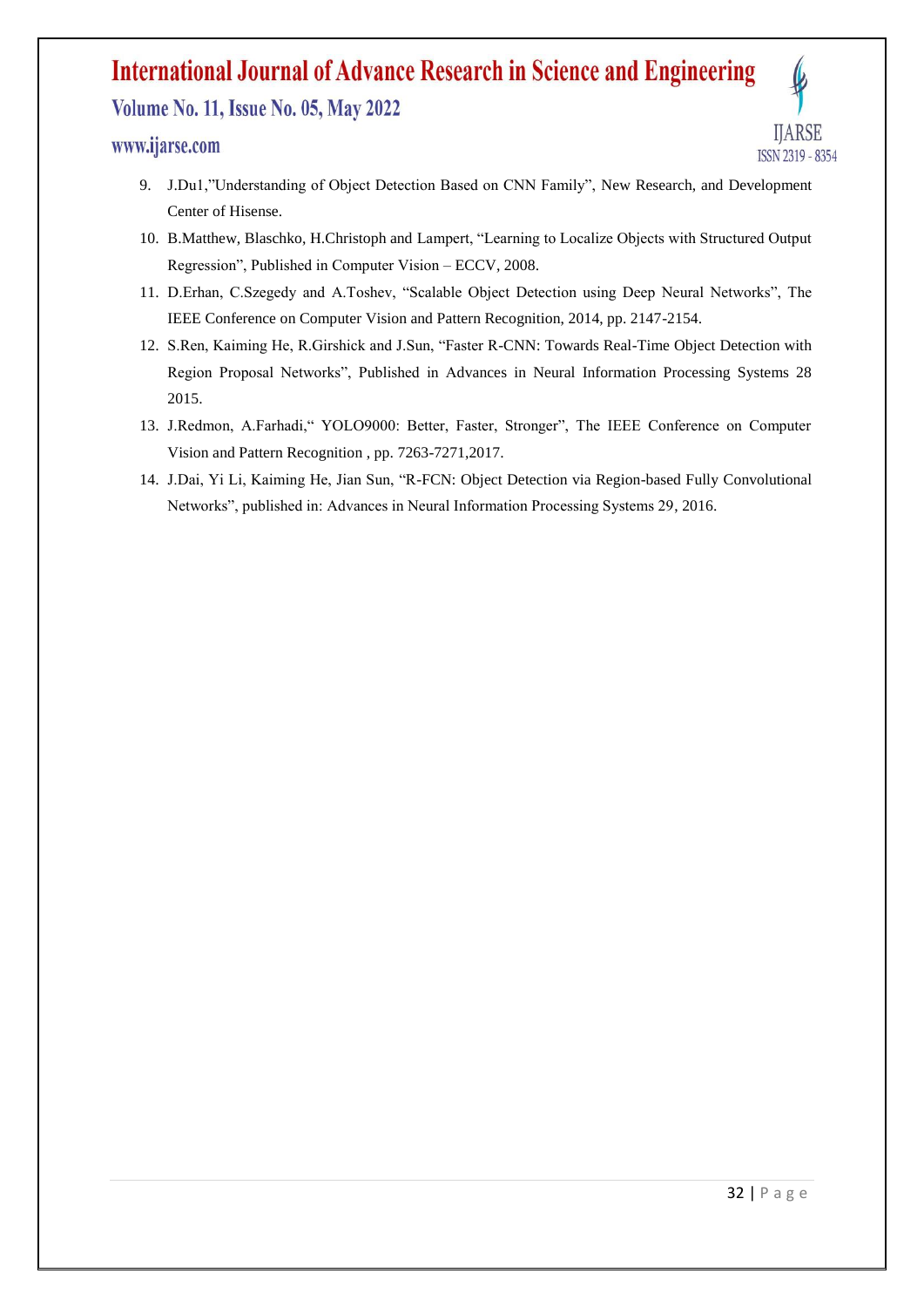9. J.Du1,"Understanding of Object Detection Based on CNN Family", New Research, and Development Center of Hisense.
10. B.Matthew, Blaschko, H.Christoph and Lampert, "Learning to Localize Objects with Structured Output Regression", Published in Computer Vision – ECCV, 2008.
11. D.Erhan, C.Szegedy and A.Toshev, "Scalable Object Detection using Deep Neural Networks", The IEEE Conference on Computer Vision and Pattern Recognition, 2014, pp. 2147-2154.
12. S.Ren, Kaiming He, R.Girshick and J.Sun, "Faster R-CNN: Towards Real-Time Object Detection with Region Proposal Networks", Published in Advances in Neural Information Processing Systems 28 2015.
13. J.Redmon, A.Farhadi," YOLO9000: Better, Faster, Stronger", The IEEE Conference on Computer Vision and Pattern Recognition , pp. 7263-7271,2017.
14. J.Dai, Yi Li, Kaiming He, Jian Sun, "R-FCN: Object Detection via Region-based Fully Convolutional Networks", published in: Advances in Neural Information Processing Systems 29, 2016.